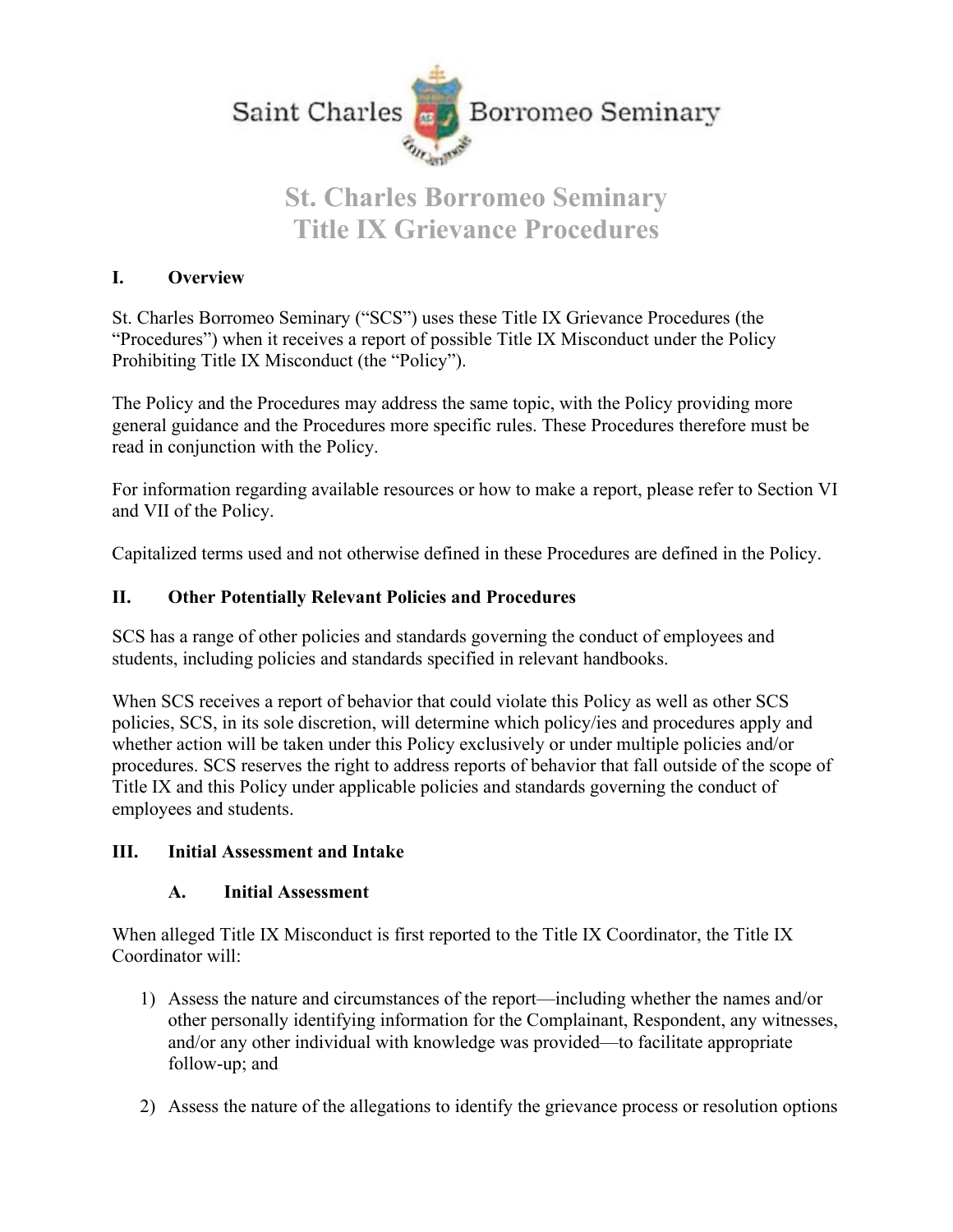Saint Charles Borromeo Seminary

# St. Charles Borromeo Seminary
# Title IX Grievance Procedures

## I. Overview

St. Charles Borromeo Seminary ("SCS") uses these Title IX Grievance Procedures (the "Procedures") when it receives a report of possible Title IX Misconduct under the Policy Prohibiting Title IX Misconduct (the "Policy").

The Policy and the Procedures may address the same topic, with the Policy providing more general guidance and the Procedures more specific rules. These Procedures therefore must be read in conjunction with the Policy.

For information regarding available resources or how to make a report, please refer to Section VI and VII of the Policy.

Capitalized terms used and not otherwise defined in these Procedures are defined in the Policy.

## II. Other Potentially Relevant Policies and Procedures

SCS has a range of other policies and standards governing the conduct of employees and students, including policies and standards specified in relevant handbooks.

When SCS receives a report of behavior that could violate this Policy as well as other SCS policies, SCS, in its sole discretion, will determine which policy/ies and procedures apply and whether action will be taken under this Policy exclusively or under multiple policies and/or procedures. SCS reserves the right to address reports of behavior that fall outside of the scope of Title IX and this Policy under applicable policies and standards governing the conduct of employees and students.

## III. Initial Assessment and Intake

### A. Initial Assessment

When alleged Title IX Misconduct is first reported to the Title IX Coordinator, the Title IX Coordinator will:

1) Assess the nature and circumstances of the report—including whether the names and/or other personally identifying information for the Complainant, Respondent, any witnesses, and/or any other individual with knowledge was provided—to facilitate appropriate follow-up; and

2) Assess the nature of the allegations to identify the grievance process or resolution options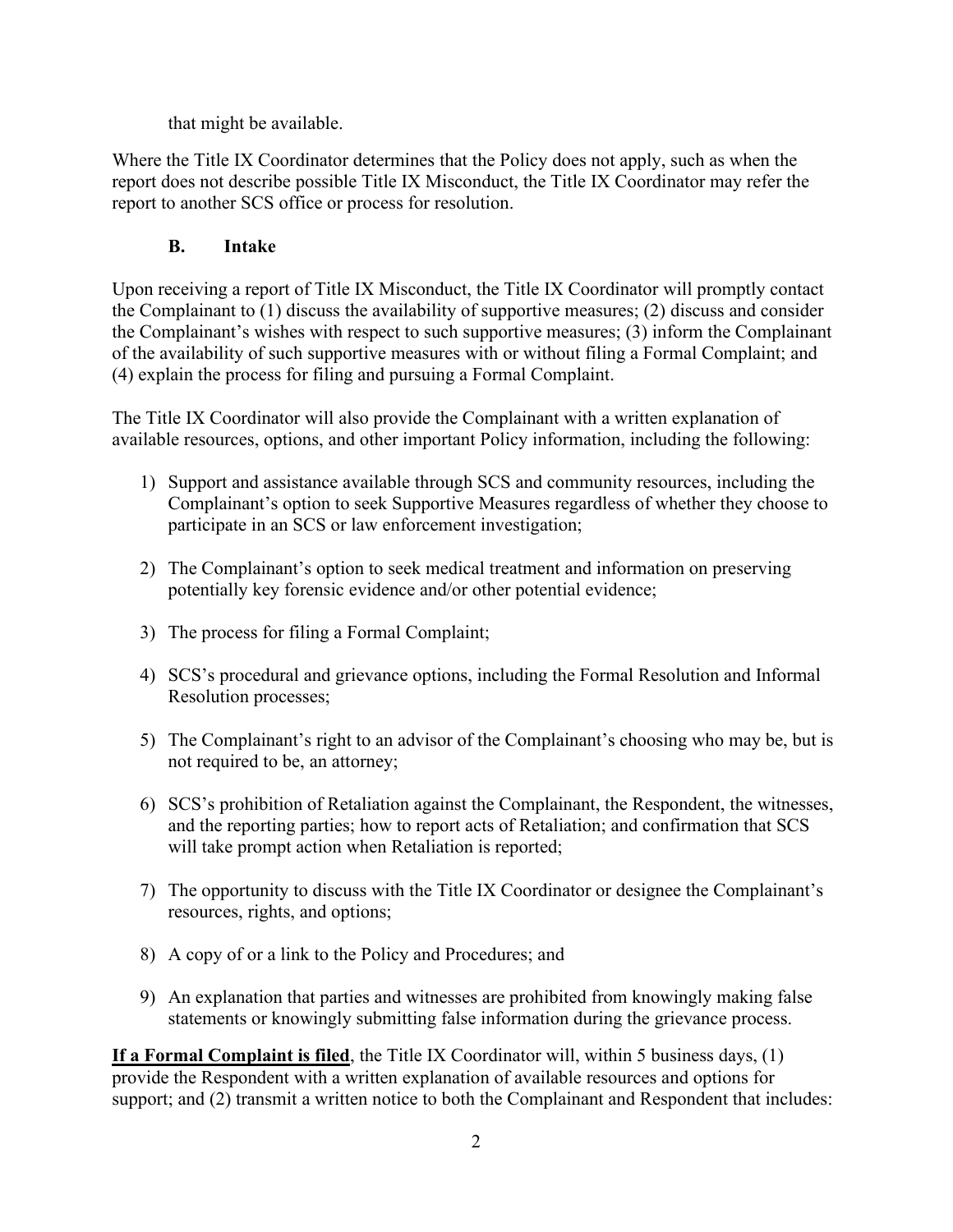that might be available.

Where the Title IX Coordinator determines that the Policy does not apply, such as when the report does not describe possible Title IX Misconduct, the Title IX Coordinator may refer the report to another SCS office or process for resolution.

### B. Intake

Upon receiving a report of Title IX Misconduct, the Title IX Coordinator will promptly contact the Complainant to (1) discuss the availability of supportive measures; (2) discuss and consider the Complainant's wishes with respect to such supportive measures; (3) inform the Complainant of the availability of such supportive measures with or without filing a Formal Complaint; and (4) explain the process for filing and pursuing a Formal Complaint.

The Title IX Coordinator will also provide the Complainant with a written explanation of available resources, options, and other important Policy information, including the following:

1) Support and assistance available through SCS and community resources, including the Complainant's option to seek Supportive Measures regardless of whether they choose to participate in an SCS or law enforcement investigation;
2) The Complainant's option to seek medical treatment and information on preserving potentially key forensic evidence and/or other potential evidence;
3) The process for filing a Formal Complaint;
4) SCS's procedural and grievance options, including the Formal Resolution and Informal Resolution processes;
5) The Complainant's right to an advisor of the Complainant's choosing who may be, but is not required to be, an attorney;
6) SCS's prohibition of Retaliation against the Complainant, the Respondent, the witnesses, and the reporting parties; how to report acts of Retaliation; and confirmation that SCS will take prompt action when Retaliation is reported;
7) The opportunity to discuss with the Title IX Coordinator or designee the Complainant's resources, rights, and options;
8) A copy of or a link to the Policy and Procedures; and
9) An explanation that parties and witnesses are prohibited from knowingly making false statements or knowingly submitting false information during the grievance process.

**If a Formal Complaint is filed**, the Title IX Coordinator will, within 5 business days, (1) provide the Respondent with a written explanation of available resources and options for support; and (2) transmit a written notice to both the Complainant and Respondent that includes: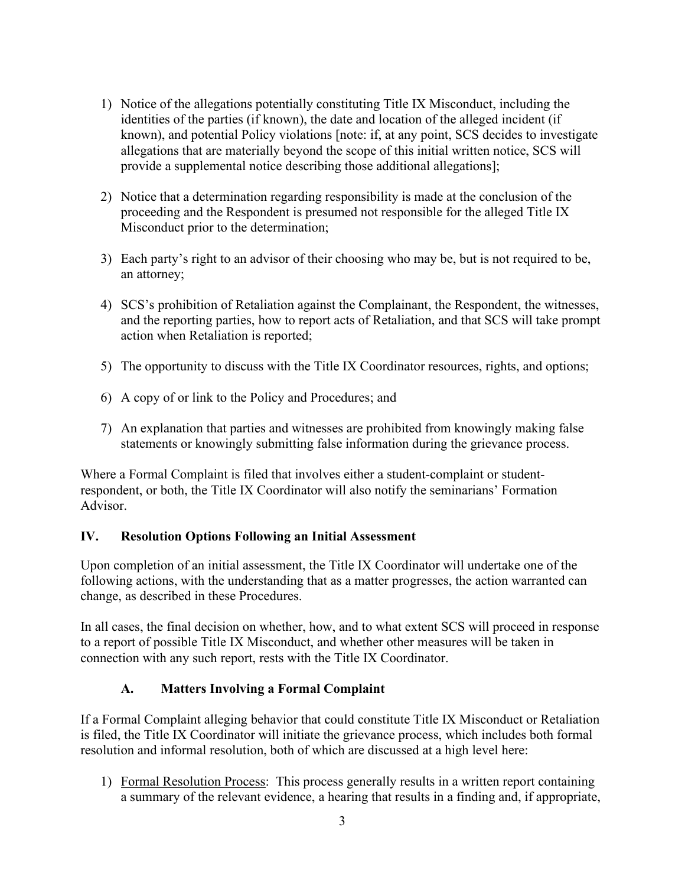1) Notice of the allegations potentially constituting Title IX Misconduct, including the identities of the parties (if known), the date and location of the alleged incident (if known), and potential Policy violations [note: if, at any point, SCS decides to investigate allegations that are materially beyond the scope of this initial written notice, SCS will provide a supplemental notice describing those additional allegations];

2) Notice that a determination regarding responsibility is made at the conclusion of the proceeding and the Respondent is presumed not responsible for the alleged Title IX Misconduct prior to the determination;

3) Each party's right to an advisor of their choosing who may be, but is not required to be, an attorney;

4) SCS's prohibition of Retaliation against the Complainant, the Respondent, the witnesses, and the reporting parties, how to report acts of Retaliation, and that SCS will take prompt action when Retaliation is reported;

5) The opportunity to discuss with the Title IX Coordinator resources, rights, and options;

6) A copy of or link to the Policy and Procedures; and

7) An explanation that parties and witnesses are prohibited from knowingly making false statements or knowingly submitting false information during the grievance process.

Where a Formal Complaint is filed that involves either a student-complaint or student-respondent, or both, the Title IX Coordinator will also notify the seminarians' Formation Advisor.

## IV. Resolution Options Following an Initial Assessment

Upon completion of an initial assessment, the Title IX Coordinator will undertake one of the following actions, with the understanding that as a matter progresses, the action warranted can change, as described in these Procedures.

In all cases, the final decision on whether, how, and to what extent SCS will proceed in response to a report of possible Title IX Misconduct, and whether other measures will be taken in connection with any such report, rests with the Title IX Coordinator.

### A. Matters Involving a Formal Complaint

If a Formal Complaint alleging behavior that could constitute Title IX Misconduct or Retaliation is filed, the Title IX Coordinator will initiate the grievance process, which includes both formal resolution and informal resolution, both of which are discussed at a high level here:

1) Formal Resolution Process: This process generally results in a written report containing a summary of the relevant evidence, a hearing that results in a finding and, if appropriate,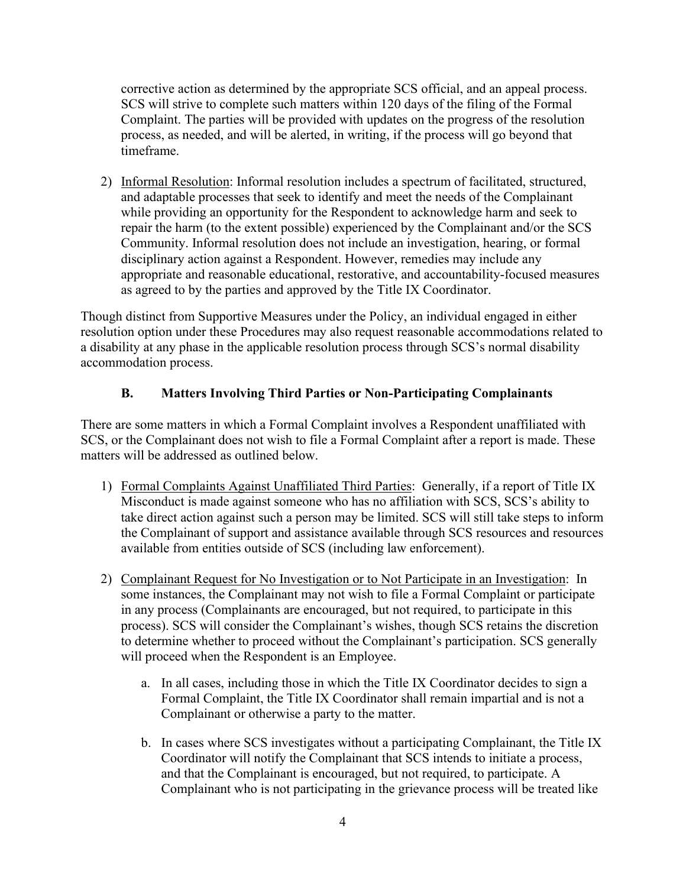corrective action as determined by the appropriate SCS official, and an appeal process. SCS will strive to complete such matters within 120 days of the filing of the Formal Complaint. The parties will be provided with updates on the progress of the resolution process, as needed, and will be alerted, in writing, if the process will go beyond that timeframe.

2) Informal Resolution: Informal resolution includes a spectrum of facilitated, structured, and adaptable processes that seek to identify and meet the needs of the Complainant while providing an opportunity for the Respondent to acknowledge harm and seek to repair the harm (to the extent possible) experienced by the Complainant and/or the SCS Community. Informal resolution does not include an investigation, hearing, or formal disciplinary action against a Respondent. However, remedies may include any appropriate and reasonable educational, restorative, and accountability-focused measures as agreed to by the parties and approved by the Title IX Coordinator.

Though distinct from Supportive Measures under the Policy, an individual engaged in either resolution option under these Procedures may also request reasonable accommodations related to a disability at any phase in the applicable resolution process through SCS's normal disability accommodation process.

### B. Matters Involving Third Parties or Non-Participating Complainants

There are some matters in which a Formal Complaint involves a Respondent unaffiliated with SCS, or the Complainant does not wish to file a Formal Complaint after a report is made. These matters will be addressed as outlined below.

1) Formal Complaints Against Unaffiliated Third Parties: Generally, if a report of Title IX Misconduct is made against someone who has no affiliation with SCS, SCS's ability to take direct action against such a person may be limited. SCS will still take steps to inform the Complainant of support and assistance available through SCS resources and resources available from entities outside of SCS (including law enforcement).

2) Complainant Request for No Investigation or to Not Participate in an Investigation: In some instances, the Complainant may not wish to file a Formal Complaint or participate in any process (Complainants are encouraged, but not required, to participate in this process). SCS will consider the Complainant's wishes, though SCS retains the discretion to determine whether to proceed without the Complainant's participation. SCS generally will proceed when the Respondent is an Employee.

   a. In all cases, including those in which the Title IX Coordinator decides to sign a Formal Complaint, the Title IX Coordinator shall remain impartial and is not a Complainant or otherwise a party to the matter.

   b. In cases where SCS investigates without a participating Complainant, the Title IX Coordinator will notify the Complainant that SCS intends to initiate a process, and that the Complainant is encouraged, but not required, to participate. A Complainant who is not participating in the grievance process will be treated like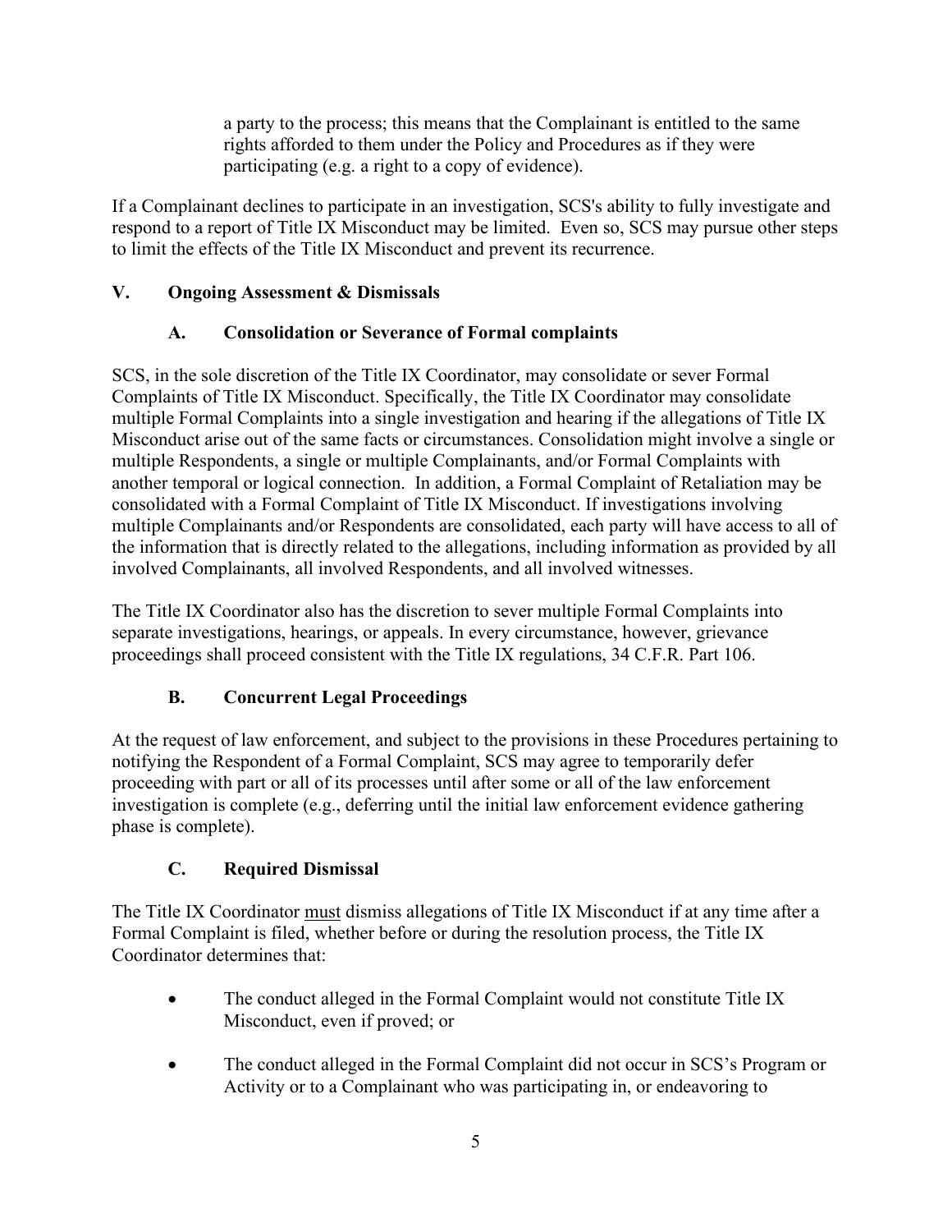a party to the process; this means that the Complainant is entitled to the same rights afforded to them under the Policy and Procedures as if they were participating (e.g. a right to a copy of evidence).

If a Complainant declines to participate in an investigation, SCS's ability to fully investigate and respond to a report of Title IX Misconduct may be limited. Even so, SCS may pursue other steps to limit the effects of the Title IX Misconduct and prevent its recurrence.

## V. Ongoing Assessment & Dismissals

### A. Consolidation or Severance of Formal complaints

SCS, in the sole discretion of the Title IX Coordinator, may consolidate or sever Formal Complaints of Title IX Misconduct. Specifically, the Title IX Coordinator may consolidate multiple Formal Complaints into a single investigation and hearing if the allegations of Title IX Misconduct arise out of the same facts or circumstances. Consolidation might involve a single or multiple Respondents, a single or multiple Complainants, and/or Formal Complaints with another temporal or logical connection. In addition, a Formal Complaint of Retaliation may be consolidated with a Formal Complaint of Title IX Misconduct. If investigations involving multiple Complainants and/or Respondents are consolidated, each party will have access to all of the information that is directly related to the allegations, including information as provided by all involved Complainants, all involved Respondents, and all involved witnesses.

The Title IX Coordinator also has the discretion to sever multiple Formal Complaints into separate investigations, hearings, or appeals. In every circumstance, however, grievance proceedings shall proceed consistent with the Title IX regulations, 34 C.F.R. Part 106.

### B. Concurrent Legal Proceedings

At the request of law enforcement, and subject to the provisions in these Procedures pertaining to notifying the Respondent of a Formal Complaint, SCS may agree to temporarily defer proceeding with part or all of its processes until after some or all of the law enforcement investigation is complete (e.g., deferring until the initial law enforcement evidence gathering phase is complete).

### C. Required Dismissal

The Title IX Coordinator <u>must</u> dismiss allegations of Title IX Misconduct if at any time after a Formal Complaint is filed, whether before or during the resolution process, the Title IX Coordinator determines that:

- The conduct alleged in the Formal Complaint would not constitute Title IX Misconduct, even if proved; or
- The conduct alleged in the Formal Complaint did not occur in SCS's Program or Activity or to a Complainant who was participating in, or endeavoring to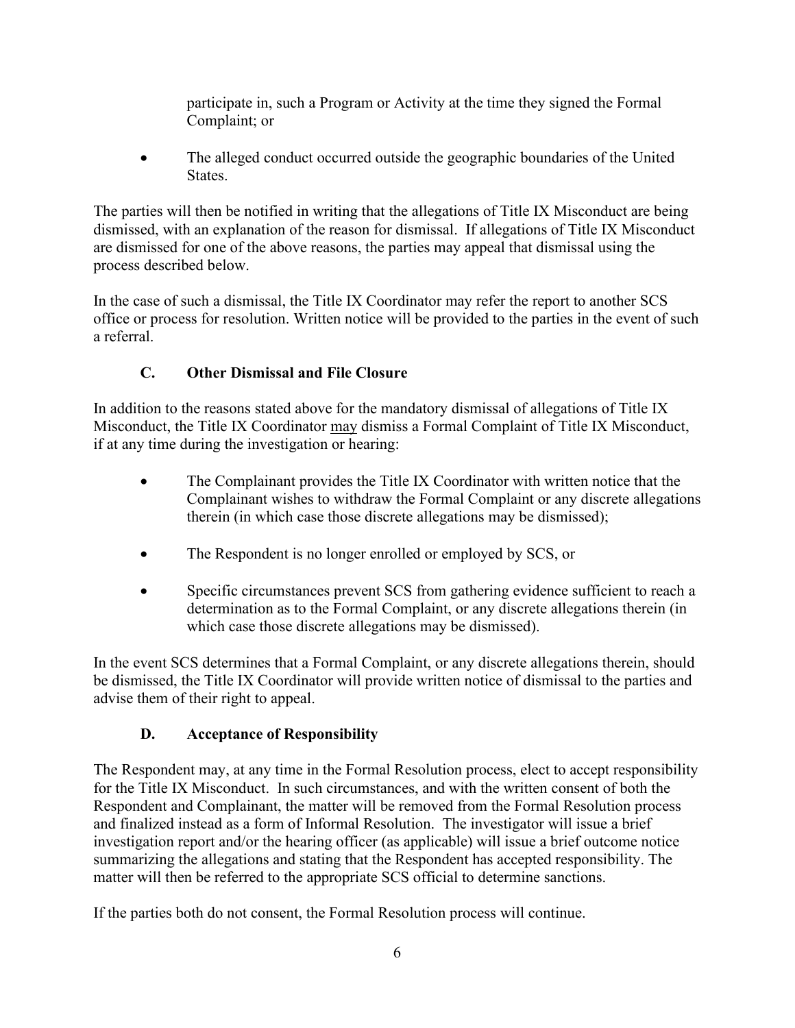participate in, such a Program or Activity at the time they signed the Formal Complaint; or

- The alleged conduct occurred outside the geographic boundaries of the United States.

The parties will then be notified in writing that the allegations of Title IX Misconduct are being dismissed, with an explanation of the reason for dismissal. If allegations of Title IX Misconduct are dismissed for one of the above reasons, the parties may appeal that dismissal using the process described below.

In the case of such a dismissal, the Title IX Coordinator may refer the report to another SCS office or process for resolution. Written notice will be provided to the parties in the event of such a referral.

### C. Other Dismissal and File Closure

In addition to the reasons stated above for the mandatory dismissal of allegations of Title IX Misconduct, the Title IX Coordinator <u>may</u> dismiss a Formal Complaint of Title IX Misconduct, if at any time during the investigation or hearing:

- The Complainant provides the Title IX Coordinator with written notice that the Complainant wishes to withdraw the Formal Complaint or any discrete allegations therein (in which case those discrete allegations may be dismissed);
- The Respondent is no longer enrolled or employed by SCS, or
- Specific circumstances prevent SCS from gathering evidence sufficient to reach a determination as to the Formal Complaint, or any discrete allegations therein (in which case those discrete allegations may be dismissed).

In the event SCS determines that a Formal Complaint, or any discrete allegations therein, should be dismissed, the Title IX Coordinator will provide written notice of dismissal to the parties and advise them of their right to appeal.

### D. Acceptance of Responsibility

The Respondent may, at any time in the Formal Resolution process, elect to accept responsibility for the Title IX Misconduct. In such circumstances, and with the written consent of both the Respondent and Complainant, the matter will be removed from the Formal Resolution process and finalized instead as a form of Informal Resolution. The investigator will issue a brief investigation report and/or the hearing officer (as applicable) will issue a brief outcome notice summarizing the allegations and stating that the Respondent has accepted responsibility. The matter will then be referred to the appropriate SCS official to determine sanctions.

If the parties both do not consent, the Formal Resolution process will continue.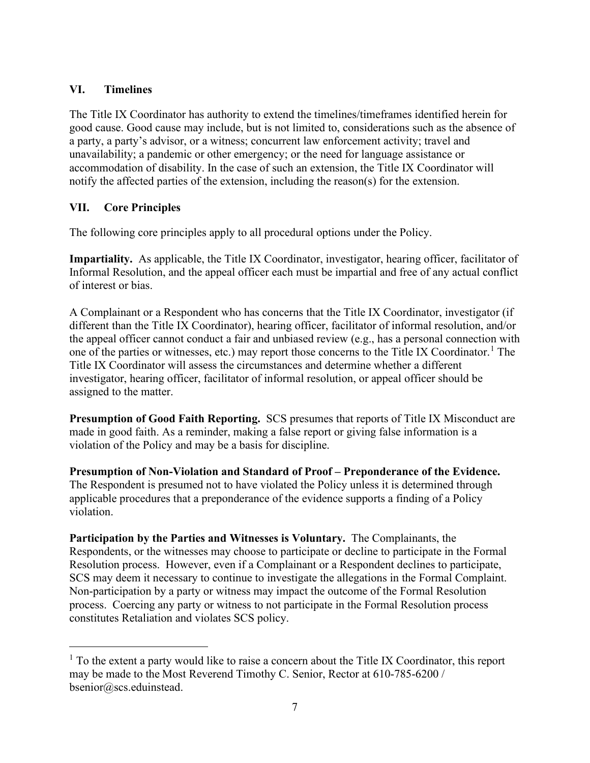## VI. Timelines

The Title IX Coordinator has authority to extend the timelines/timeframes identified herein for good cause. Good cause may include, but is not limited to, considerations such as the absence of a party, a party's advisor, or a witness; concurrent law enforcement activity; travel and unavailability; a pandemic or other emergency; or the need for language assistance or accommodation of disability. In the case of such an extension, the Title IX Coordinator will notify the affected parties of the extension, including the reason(s) for the extension.

## VII. Core Principles

The following core principles apply to all procedural options under the Policy.

**Impartiality.** As applicable, the Title IX Coordinator, investigator, hearing officer, facilitator of Informal Resolution, and the appeal officer each must be impartial and free of any actual conflict of interest or bias.

A Complainant or a Respondent who has concerns that the Title IX Coordinator, investigator (if different than the Title IX Coordinator), hearing officer, facilitator of informal resolution, and/or the appeal officer cannot conduct a fair and unbiased review (e.g., has a personal connection with one of the parties or witnesses, etc.) may report those concerns to the Title IX Coordinator.[1] The Title IX Coordinator will assess the circumstances and determine whether a different investigator, hearing officer, facilitator of informal resolution, or appeal officer should be assigned to the matter.

**Presumption of Good Faith Reporting.** SCS presumes that reports of Title IX Misconduct are made in good faith. As a reminder, making a false report or giving false information is a violation of the Policy and may be a basis for discipline.

**Presumption of Non-Violation and Standard of Proof – Preponderance of the Evidence.** The Respondent is presumed not to have violated the Policy unless it is determined through applicable procedures that a preponderance of the evidence supports a finding of a Policy violation.

**Participation by the Parties and Witnesses is Voluntary.** The Complainants, the Respondents, or the witnesses may choose to participate or decline to participate in the Formal Resolution process. However, even if a Complainant or a Respondent declines to participate, SCS may deem it necessary to continue to investigate the allegations in the Formal Complaint. Non-participation by a party or witness may impact the outcome of the Formal Resolution process. Coercing any party or witness to not participate in the Formal Resolution process constitutes Retaliation and violates SCS policy.

---

[1] To the extent a party would like to raise a concern about the Title IX Coordinator, this report may be made to the Most Reverend Timothy C. Senior, Rector at 610-785-6200 / bsenior@scs.eduinstead.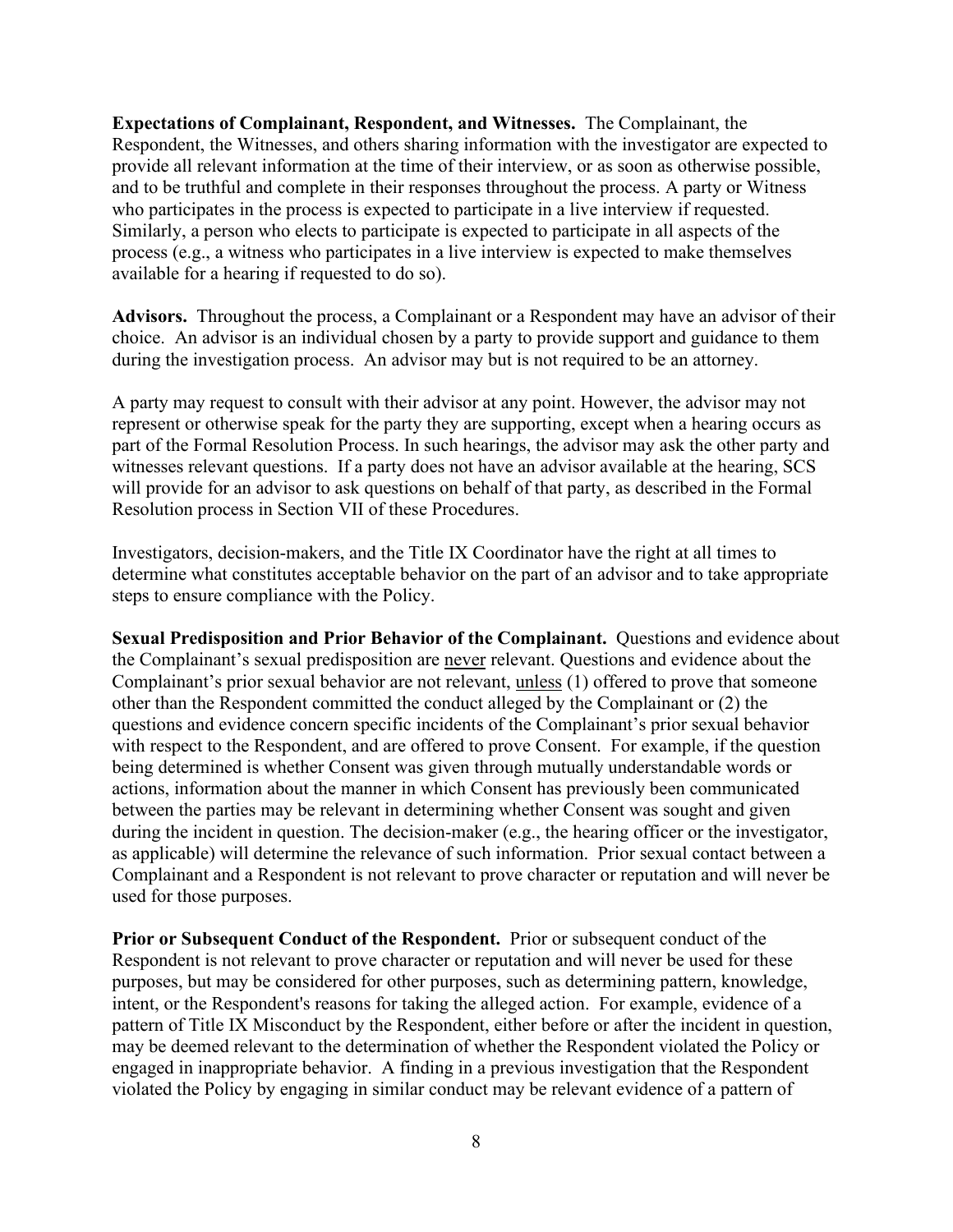**Expectations of Complainant, Respondent, and Witnesses.** The Complainant, the Respondent, the Witnesses, and others sharing information with the investigator are expected to provide all relevant information at the time of their interview, or as soon as otherwise possible, and to be truthful and complete in their responses throughout the process. A party or Witness who participates in the process is expected to participate in a live interview if requested. Similarly, a person who elects to participate is expected to participate in all aspects of the process (e.g., a witness who participates in a live interview is expected to make themselves available for a hearing if requested to do so).

**Advisors.** Throughout the process, a Complainant or a Respondent may have an advisor of their choice. An advisor is an individual chosen by a party to provide support and guidance to them during the investigation process. An advisor may but is not required to be an attorney.

A party may request to consult with their advisor at any point. However, the advisor may not represent or otherwise speak for the party they are supporting, except when a hearing occurs as part of the Formal Resolution Process. In such hearings, the advisor may ask the other party and witnesses relevant questions. If a party does not have an advisor available at the hearing, SCS will provide for an advisor to ask questions on behalf of that party, as described in the Formal Resolution process in Section VII of these Procedures.

Investigators, decision-makers, and the Title IX Coordinator have the right at all times to determine what constitutes acceptable behavior on the part of an advisor and to take appropriate steps to ensure compliance with the Policy.

**Sexual Predisposition and Prior Behavior of the Complainant.** Questions and evidence about the Complainant's sexual predisposition are <u>never</u> relevant. Questions and evidence about the Complainant's prior sexual behavior are not relevant, <u>unless</u> (1) offered to prove that someone other than the Respondent committed the conduct alleged by the Complainant or (2) the questions and evidence concern specific incidents of the Complainant's prior sexual behavior with respect to the Respondent, and are offered to prove Consent. For example, if the question being determined is whether Consent was given through mutually understandable words or actions, information about the manner in which Consent has previously been communicated between the parties may be relevant in determining whether Consent was sought and given during the incident in question. The decision-maker (e.g., the hearing officer or the investigator, as applicable) will determine the relevance of such information. Prior sexual contact between a Complainant and a Respondent is not relevant to prove character or reputation and will never be used for those purposes.

**Prior or Subsequent Conduct of the Respondent.** Prior or subsequent conduct of the Respondent is not relevant to prove character or reputation and will never be used for these purposes, but may be considered for other purposes, such as determining pattern, knowledge, intent, or the Respondent's reasons for taking the alleged action. For example, evidence of a pattern of Title IX Misconduct by the Respondent, either before or after the incident in question, may be deemed relevant to the determination of whether the Respondent violated the Policy or engaged in inappropriate behavior. A finding in a previous investigation that the Respondent violated the Policy by engaging in similar conduct may be relevant evidence of a pattern of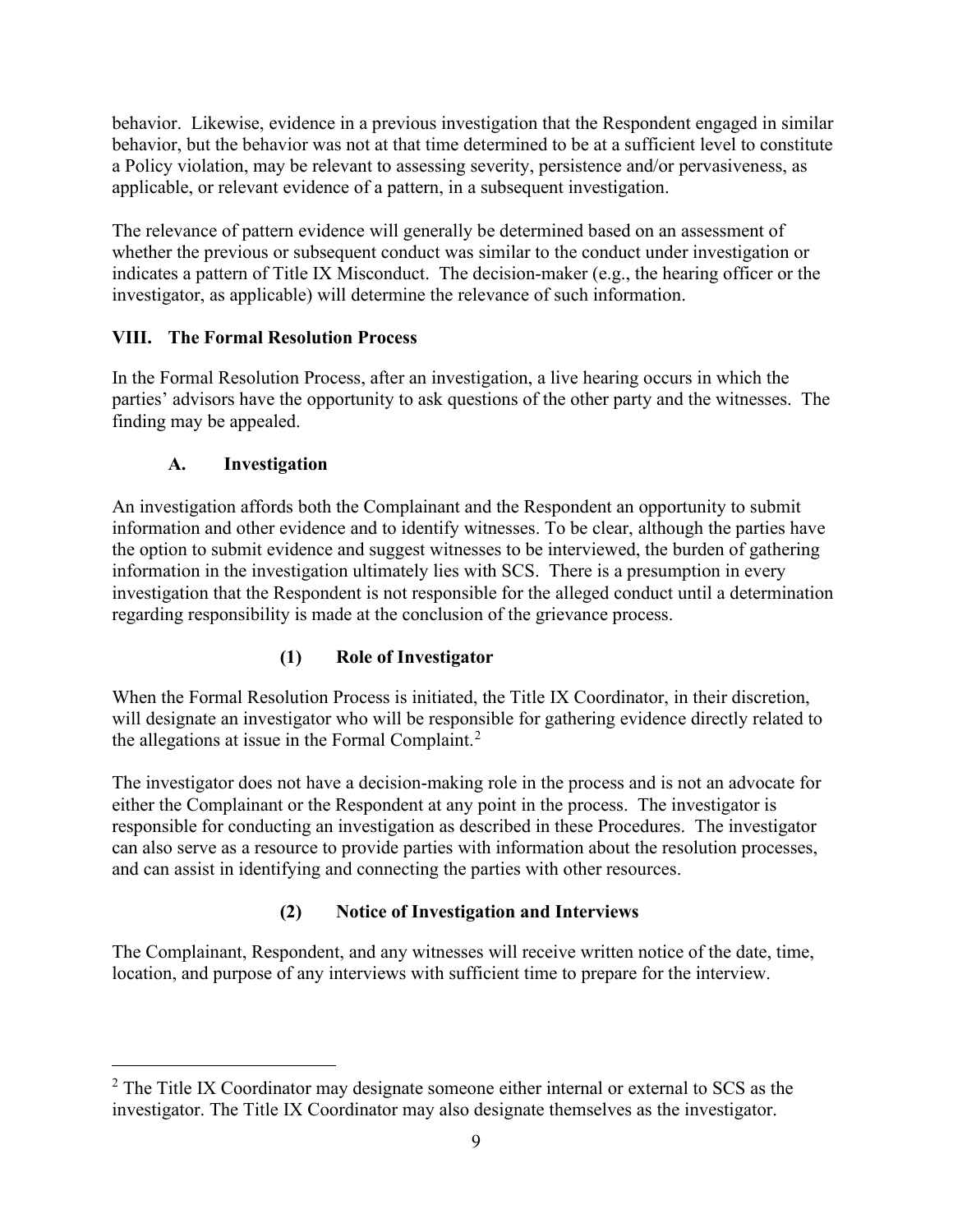behavior. Likewise, evidence in a previous investigation that the Respondent engaged in similar behavior, but the behavior was not at that time determined to be at a sufficient level to constitute a Policy violation, may be relevant to assessing severity, persistence and/or pervasiveness, as applicable, or relevant evidence of a pattern, in a subsequent investigation.

The relevance of pattern evidence will generally be determined based on an assessment of whether the previous or subsequent conduct was similar to the conduct under investigation or indicates a pattern of Title IX Misconduct. The decision-maker (e.g., the hearing officer or the investigator, as applicable) will determine the relevance of such information.

## VIII. The Formal Resolution Process

In the Formal Resolution Process, after an investigation, a live hearing occurs in which the parties' advisors have the opportunity to ask questions of the other party and the witnesses. The finding may be appealed.

### A. Investigation

An investigation affords both the Complainant and the Respondent an opportunity to submit information and other evidence and to identify witnesses. To be clear, although the parties have the option to submit evidence and suggest witnesses to be interviewed, the burden of gathering information in the investigation ultimately lies with SCS. There is a presumption in every investigation that the Respondent is not responsible for the alleged conduct until a determination regarding responsibility is made at the conclusion of the grievance process.

#### (1) Role of Investigator

When the Formal Resolution Process is initiated, the Title IX Coordinator, in their discretion, will designate an investigator who will be responsible for gathering evidence directly related to the allegations at issue in the Formal Complaint.[2]

The investigator does not have a decision-making role in the process and is not an advocate for either the Complainant or the Respondent at any point in the process. The investigator is responsible for conducting an investigation as described in these Procedures. The investigator can also serve as a resource to provide parties with information about the resolution processes, and can assist in identifying and connecting the parties with other resources.

#### (2) Notice of Investigation and Interviews

The Complainant, Respondent, and any witnesses will receive written notice of the date, time, location, and purpose of any interviews with sufficient time to prepare for the interview.

---

[2] The Title IX Coordinator may designate someone either internal or external to SCS as the investigator. The Title IX Coordinator may also designate themselves as the investigator.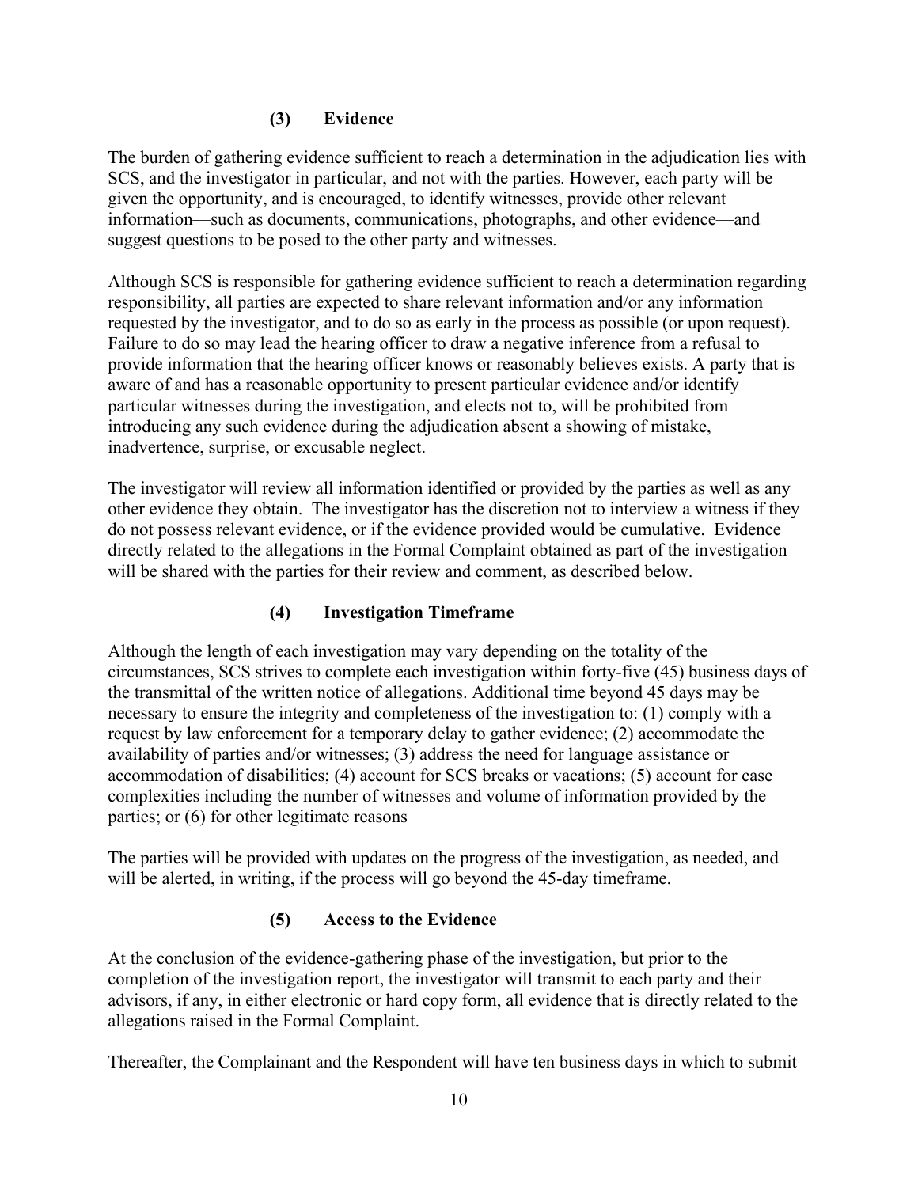### (3) Evidence

The burden of gathering evidence sufficient to reach a determination in the adjudication lies with SCS, and the investigator in particular, and not with the parties. However, each party will be given the opportunity, and is encouraged, to identify witnesses, provide other relevant information—such as documents, communications, photographs, and other evidence—and suggest questions to be posed to the other party and witnesses.

Although SCS is responsible for gathering evidence sufficient to reach a determination regarding responsibility, all parties are expected to share relevant information and/or any information requested by the investigator, and to do so as early in the process as possible (or upon request). Failure to do so may lead the hearing officer to draw a negative inference from a refusal to provide information that the hearing officer knows or reasonably believes exists. A party that is aware of and has a reasonable opportunity to present particular evidence and/or identify particular witnesses during the investigation, and elects not to, will be prohibited from introducing any such evidence during the adjudication absent a showing of mistake, inadvertence, surprise, or excusable neglect.

The investigator will review all information identified or provided by the parties as well as any other evidence they obtain. The investigator has the discretion not to interview a witness if they do not possess relevant evidence, or if the evidence provided would be cumulative. Evidence directly related to the allegations in the Formal Complaint obtained as part of the investigation will be shared with the parties for their review and comment, as described below.

### (4) Investigation Timeframe

Although the length of each investigation may vary depending on the totality of the circumstances, SCS strives to complete each investigation within forty-five (45) business days of the transmittal of the written notice of allegations. Additional time beyond 45 days may be necessary to ensure the integrity and completeness of the investigation to: (1) comply with a request by law enforcement for a temporary delay to gather evidence; (2) accommodate the availability of parties and/or witnesses; (3) address the need for language assistance or accommodation of disabilities; (4) account for SCS breaks or vacations; (5) account for case complexities including the number of witnesses and volume of information provided by the parties; or (6) for other legitimate reasons

The parties will be provided with updates on the progress of the investigation, as needed, and will be alerted, in writing, if the process will go beyond the 45-day timeframe.

### (5) Access to the Evidence

At the conclusion of the evidence-gathering phase of the investigation, but prior to the completion of the investigation report, the investigator will transmit to each party and their advisors, if any, in either electronic or hard copy form, all evidence that is directly related to the allegations raised in the Formal Complaint.

Thereafter, the Complainant and the Respondent will have ten business days in which to submit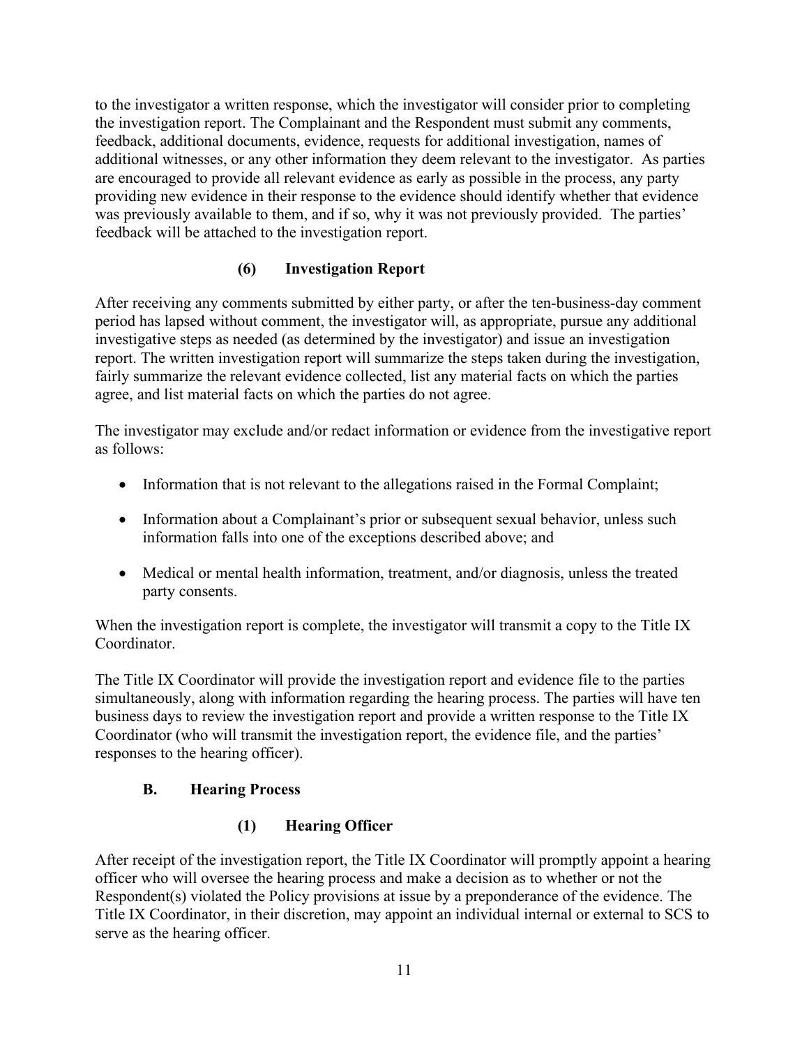to the investigator a written response, which the investigator will consider prior to completing the investigation report. The Complainant and the Respondent must submit any comments, feedback, additional documents, evidence, requests for additional investigation, names of additional witnesses, or any other information they deem relevant to the investigator. As parties are encouraged to provide all relevant evidence as early as possible in the process, any party providing new evidence in their response to the evidence should identify whether that evidence was previously available to them, and if so, why it was not previously provided. The parties' feedback will be attached to the investigation report.

#### (6) Investigation Report

After receiving any comments submitted by either party, or after the ten-business-day comment period has lapsed without comment, the investigator will, as appropriate, pursue any additional investigative steps as needed (as determined by the investigator) and issue an investigation report. The written investigation report will summarize the steps taken during the investigation, fairly summarize the relevant evidence collected, list any material facts on which the parties agree, and list material facts on which the parties do not agree.

The investigator may exclude and/or redact information or evidence from the investigative report as follows:

- Information that is not relevant to the allegations raised in the Formal Complaint;
- Information about a Complainant's prior or subsequent sexual behavior, unless such information falls into one of the exceptions described above; and
- Medical or mental health information, treatment, and/or diagnosis, unless the treated party consents.

When the investigation report is complete, the investigator will transmit a copy to the Title IX Coordinator.

The Title IX Coordinator will provide the investigation report and evidence file to the parties simultaneously, along with information regarding the hearing process. The parties will have ten business days to review the investigation report and provide a written response to the Title IX Coordinator (who will transmit the investigation report, the evidence file, and the parties' responses to the hearing officer).

### B. Hearing Process

#### (1) Hearing Officer

After receipt of the investigation report, the Title IX Coordinator will promptly appoint a hearing officer who will oversee the hearing process and make a decision as to whether or not the Respondent(s) violated the Policy provisions at issue by a preponderance of the evidence. The Title IX Coordinator, in their discretion, may appoint an individual internal or external to SCS to serve as the hearing officer.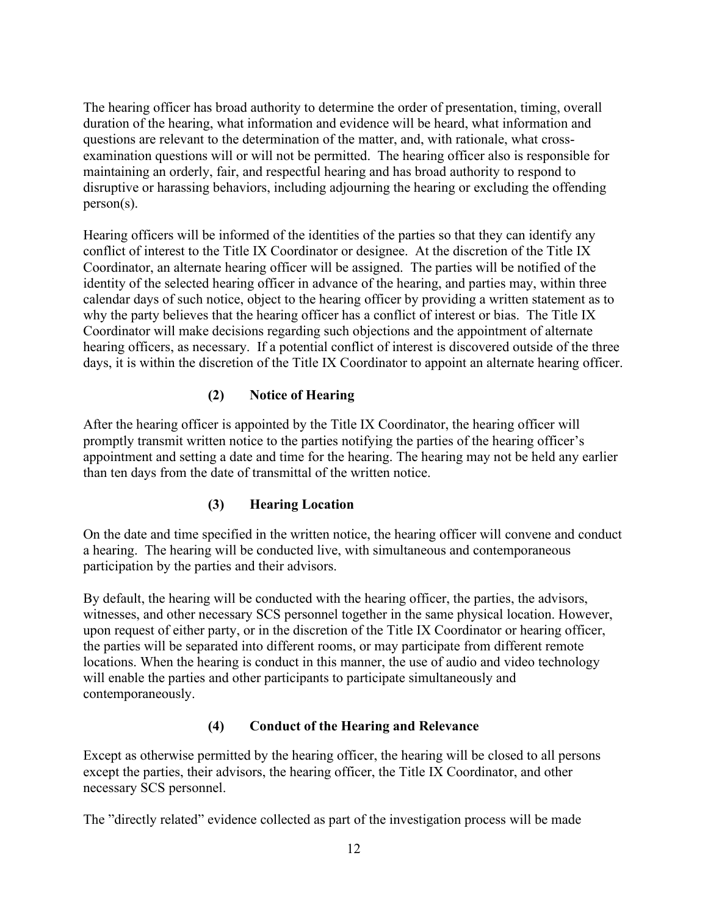The hearing officer has broad authority to determine the order of presentation, timing, overall duration of the hearing, what information and evidence will be heard, what information and questions are relevant to the determination of the matter, and, with rationale, what cross-examination questions will or will not be permitted. The hearing officer also is responsible for maintaining an orderly, fair, and respectful hearing and has broad authority to respond to disruptive or harassing behaviors, including adjourning the hearing or excluding the offending person(s).

Hearing officers will be informed of the identities of the parties so that they can identify any conflict of interest to the Title IX Coordinator or designee. At the discretion of the Title IX Coordinator, an alternate hearing officer will be assigned. The parties will be notified of the identity of the selected hearing officer in advance of the hearing, and parties may, within three calendar days of such notice, object to the hearing officer by providing a written statement as to why the party believes that the hearing officer has a conflict of interest or bias. The Title IX Coordinator will make decisions regarding such objections and the appointment of alternate hearing officers, as necessary. If a potential conflict of interest is discovered outside of the three days, it is within the discretion of the Title IX Coordinator to appoint an alternate hearing officer.

**(2) Notice of Hearing**

After the hearing officer is appointed by the Title IX Coordinator, the hearing officer will promptly transmit written notice to the parties notifying the parties of the hearing officer's appointment and setting a date and time for the hearing. The hearing may not be held any earlier than ten days from the date of transmittal of the written notice.

**(3) Hearing Location**

On the date and time specified in the written notice, the hearing officer will convene and conduct a hearing. The hearing will be conducted live, with simultaneous and contemporaneous participation by the parties and their advisors.

By default, the hearing will be conducted with the hearing officer, the parties, the advisors, witnesses, and other necessary SCS personnel together in the same physical location. However, upon request of either party, or in the discretion of the Title IX Coordinator or hearing officer, the parties will be separated into different rooms, or may participate from different remote locations. When the hearing is conduct in this manner, the use of audio and video technology will enable the parties and other participants to participate simultaneously and contemporaneously.

**(4) Conduct of the Hearing and Relevance**

Except as otherwise permitted by the hearing officer, the hearing will be closed to all persons except the parties, their advisors, the hearing officer, the Title IX Coordinator, and other necessary SCS personnel.

The "directly related" evidence collected as part of the investigation process will be made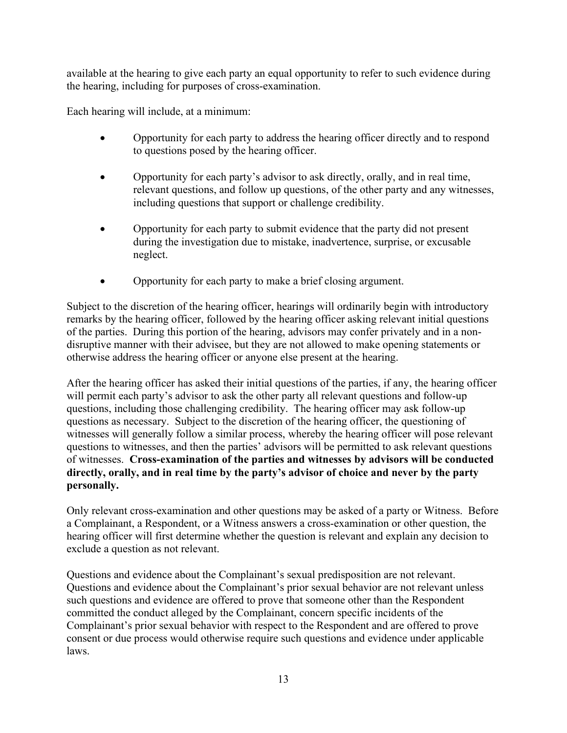available at the hearing to give each party an equal opportunity to refer to such evidence during the hearing, including for purposes of cross-examination.

Each hearing will include, at a minimum:

- Opportunity for each party to address the hearing officer directly and to respond to questions posed by the hearing officer.
- Opportunity for each party's advisor to ask directly, orally, and in real time, relevant questions, and follow up questions, of the other party and any witnesses, including questions that support or challenge credibility.
- Opportunity for each party to submit evidence that the party did not present during the investigation due to mistake, inadvertence, surprise, or excusable neglect.
- Opportunity for each party to make a brief closing argument.

Subject to the discretion of the hearing officer, hearings will ordinarily begin with introductory remarks by the hearing officer, followed by the hearing officer asking relevant initial questions of the parties. During this portion of the hearing, advisors may confer privately and in a non-disruptive manner with their advisee, but they are not allowed to make opening statements or otherwise address the hearing officer or anyone else present at the hearing.

After the hearing officer has asked their initial questions of the parties, if any, the hearing officer will permit each party's advisor to ask the other party all relevant questions and follow-up questions, including those challenging credibility. The hearing officer may ask follow-up questions as necessary. Subject to the discretion of the hearing officer, the questioning of witnesses will generally follow a similar process, whereby the hearing officer will pose relevant questions to witnesses, and then the parties' advisors will be permitted to ask relevant questions of witnesses. **Cross-examination of the parties and witnesses by advisors will be conducted directly, orally, and in real time by the party's advisor of choice and never by the party personally.**

Only relevant cross-examination and other questions may be asked of a party or Witness. Before a Complainant, a Respondent, or a Witness answers a cross-examination or other question, the hearing officer will first determine whether the question is relevant and explain any decision to exclude a question as not relevant.

Questions and evidence about the Complainant's sexual predisposition are not relevant. Questions and evidence about the Complainant's prior sexual behavior are not relevant unless such questions and evidence are offered to prove that someone other than the Respondent committed the conduct alleged by the Complainant, concern specific incidents of the Complainant's prior sexual behavior with respect to the Respondent and are offered to prove consent or due process would otherwise require such questions and evidence under applicable laws.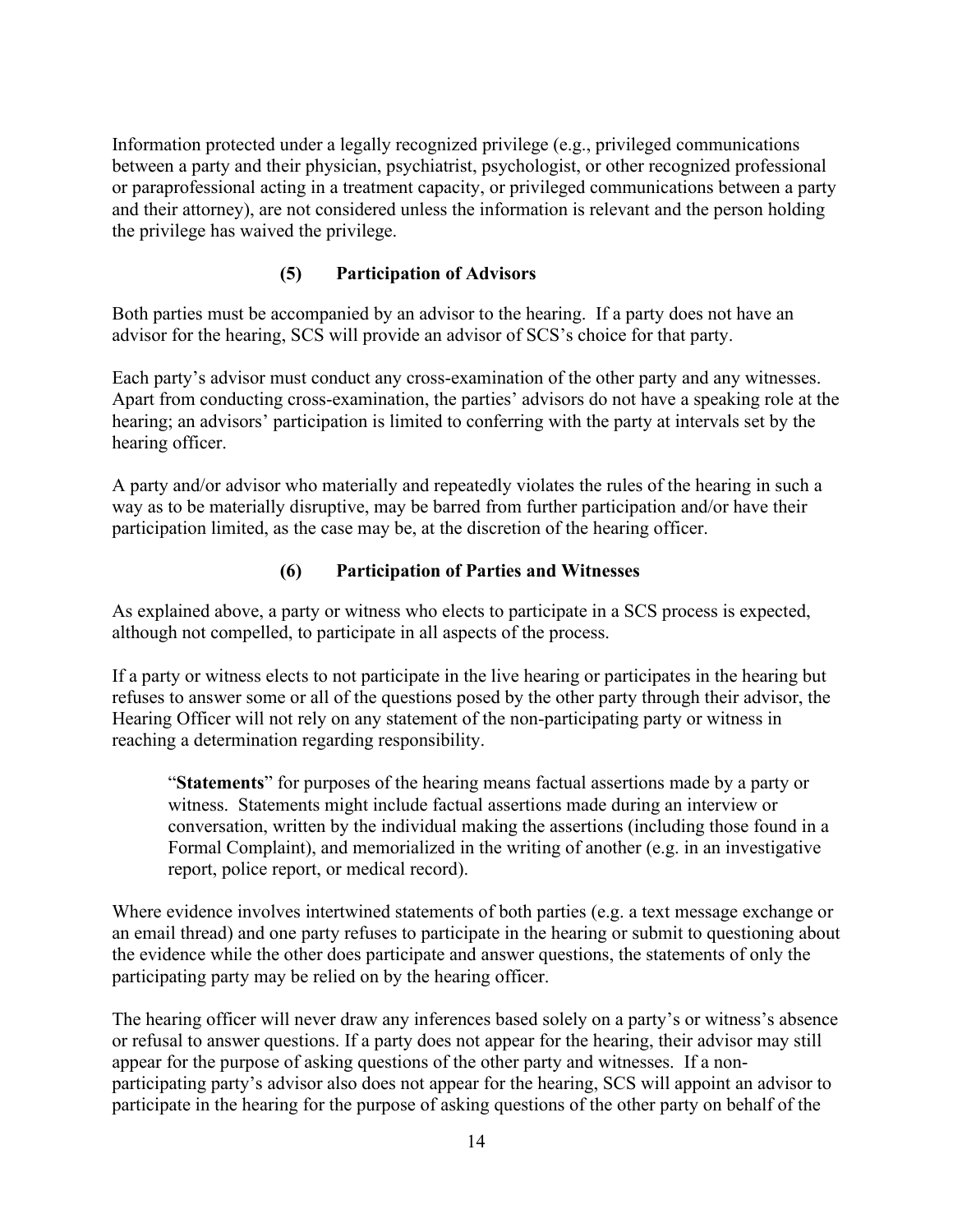Information protected under a legally recognized privilege (e.g., privileged communications between a party and their physician, psychiatrist, psychologist, or other recognized professional or paraprofessional acting in a treatment capacity, or privileged communications between a party and their attorney), are not considered unless the information is relevant and the person holding the privilege has waived the privilege.

### (5) Participation of Advisors

Both parties must be accompanied by an advisor to the hearing. If a party does not have an advisor for the hearing, SCS will provide an advisor of SCS's choice for that party.

Each party's advisor must conduct any cross-examination of the other party and any witnesses. Apart from conducting cross-examination, the parties' advisors do not have a speaking role at the hearing; an advisors' participation is limited to conferring with the party at intervals set by the hearing officer.

A party and/or advisor who materially and repeatedly violates the rules of the hearing in such a way as to be materially disruptive, may be barred from further participation and/or have their participation limited, as the case may be, at the discretion of the hearing officer.

### (6) Participation of Parties and Witnesses

As explained above, a party or witness who elects to participate in a SCS process is expected, although not compelled, to participate in all aspects of the process.

If a party or witness elects to not participate in the live hearing or participates in the hearing but refuses to answer some or all of the questions posed by the other party through their advisor, the Hearing Officer will not rely on any statement of the non-participating party or witness in reaching a determination regarding responsibility.

> "**Statements**" for purposes of the hearing means factual assertions made by a party or witness. Statements might include factual assertions made during an interview or conversation, written by the individual making the assertions (including those found in a Formal Complaint), and memorialized in the writing of another (e.g. in an investigative report, police report, or medical record).

Where evidence involves intertwined statements of both parties (e.g. a text message exchange or an email thread) and one party refuses to participate in the hearing or submit to questioning about the evidence while the other does participate and answer questions, the statements of only the participating party may be relied on by the hearing officer.

The hearing officer will never draw any inferences based solely on a party's or witness's absence or refusal to answer questions. If a party does not appear for the hearing, their advisor may still appear for the purpose of asking questions of the other party and witnesses. If a non-participating party's advisor also does not appear for the hearing, SCS will appoint an advisor to participate in the hearing for the purpose of asking questions of the other party on behalf of the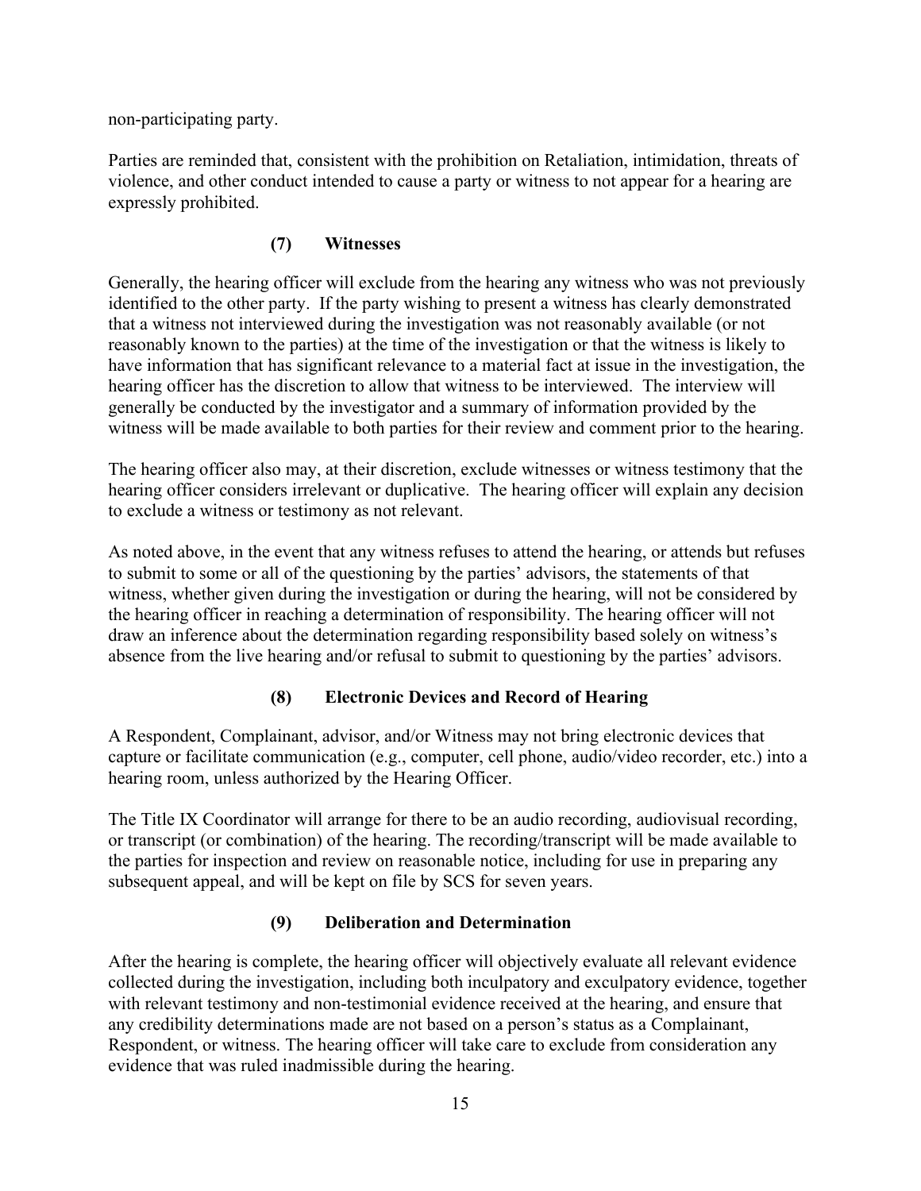non-participating party.

Parties are reminded that, consistent with the prohibition on Retaliation, intimidation, threats of violence, and other conduct intended to cause a party or witness to not appear for a hearing are expressly prohibited.

### (7) Witnesses

Generally, the hearing officer will exclude from the hearing any witness who was not previously identified to the other party. If the party wishing to present a witness has clearly demonstrated that a witness not interviewed during the investigation was not reasonably available (or not reasonably known to the parties) at the time of the investigation or that the witness is likely to have information that has significant relevance to a material fact at issue in the investigation, the hearing officer has the discretion to allow that witness to be interviewed. The interview will generally be conducted by the investigator and a summary of information provided by the witness will be made available to both parties for their review and comment prior to the hearing.

The hearing officer also may, at their discretion, exclude witnesses or witness testimony that the hearing officer considers irrelevant or duplicative. The hearing officer will explain any decision to exclude a witness or testimony as not relevant.

As noted above, in the event that any witness refuses to attend the hearing, or attends but refuses to submit to some or all of the questioning by the parties' advisors, the statements of that witness, whether given during the investigation or during the hearing, will not be considered by the hearing officer in reaching a determination of responsibility. The hearing officer will not draw an inference about the determination regarding responsibility based solely on witness's absence from the live hearing and/or refusal to submit to questioning by the parties' advisors.

### (8) Electronic Devices and Record of Hearing

A Respondent, Complainant, advisor, and/or Witness may not bring electronic devices that capture or facilitate communication (e.g., computer, cell phone, audio/video recorder, etc.) into a hearing room, unless authorized by the Hearing Officer.

The Title IX Coordinator will arrange for there to be an audio recording, audiovisual recording, or transcript (or combination) of the hearing. The recording/transcript will be made available to the parties for inspection and review on reasonable notice, including for use in preparing any subsequent appeal, and will be kept on file by SCS for seven years.

### (9) Deliberation and Determination

After the hearing is complete, the hearing officer will objectively evaluate all relevant evidence collected during the investigation, including both inculpatory and exculpatory evidence, together with relevant testimony and non-testimonial evidence received at the hearing, and ensure that any credibility determinations made are not based on a person's status as a Complainant, Respondent, or witness. The hearing officer will take care to exclude from consideration any evidence that was ruled inadmissible during the hearing.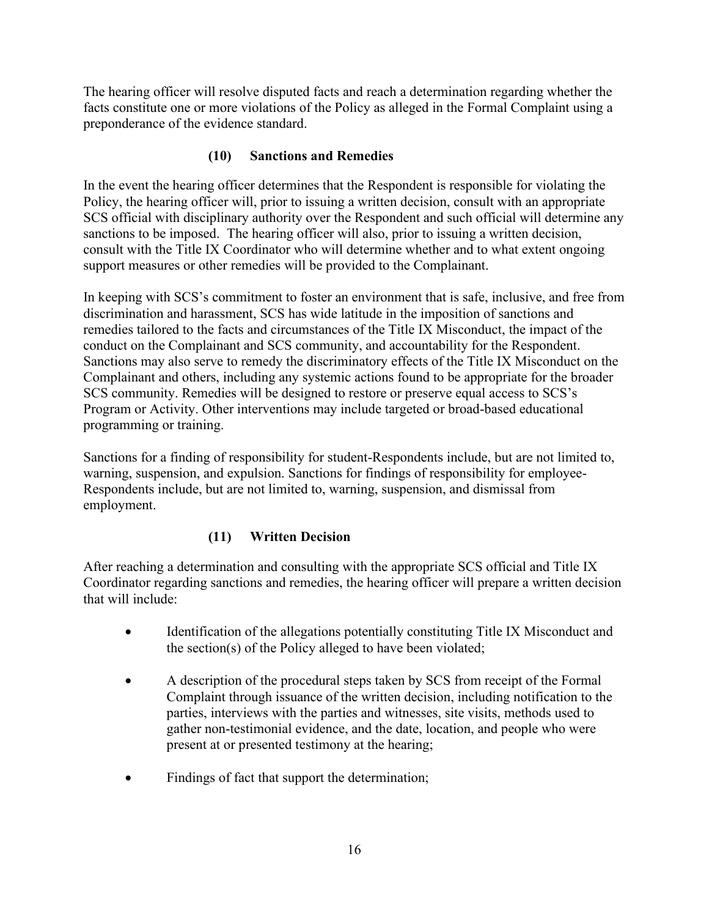The hearing officer will resolve disputed facts and reach a determination regarding whether the facts constitute one or more violations of the Policy as alleged in the Formal Complaint using a preponderance of the evidence standard.

### (10) Sanctions and Remedies

In the event the hearing officer determines that the Respondent is responsible for violating the Policy, the hearing officer will, prior to issuing a written decision, consult with an appropriate SCS official with disciplinary authority over the Respondent and such official will determine any sanctions to be imposed. The hearing officer will also, prior to issuing a written decision, consult with the Title IX Coordinator who will determine whether and to what extent ongoing support measures or other remedies will be provided to the Complainant.

In keeping with SCS's commitment to foster an environment that is safe, inclusive, and free from discrimination and harassment, SCS has wide latitude in the imposition of sanctions and remedies tailored to the facts and circumstances of the Title IX Misconduct, the impact of the conduct on the Complainant and SCS community, and accountability for the Respondent. Sanctions may also serve to remedy the discriminatory effects of the Title IX Misconduct on the Complainant and others, including any systemic actions found to be appropriate for the broader SCS community. Remedies will be designed to restore or preserve equal access to SCS's Program or Activity. Other interventions may include targeted or broad-based educational programming or training.

Sanctions for a finding of responsibility for student-Respondents include, but are not limited to, warning, suspension, and expulsion. Sanctions for findings of responsibility for employee-Respondents include, but are not limited to, warning, suspension, and dismissal from employment.

### (11) Written Decision

After reaching a determination and consulting with the appropriate SCS official and Title IX Coordinator regarding sanctions and remedies, the hearing officer will prepare a written decision that will include:

- Identification of the allegations potentially constituting Title IX Misconduct and the section(s) of the Policy alleged to have been violated;
- A description of the procedural steps taken by SCS from receipt of the Formal Complaint through issuance of the written decision, including notification to the parties, interviews with the parties and witnesses, site visits, methods used to gather non-testimonial evidence, and the date, location, and people who were present at or presented testimony at the hearing;
- Findings of fact that support the determination;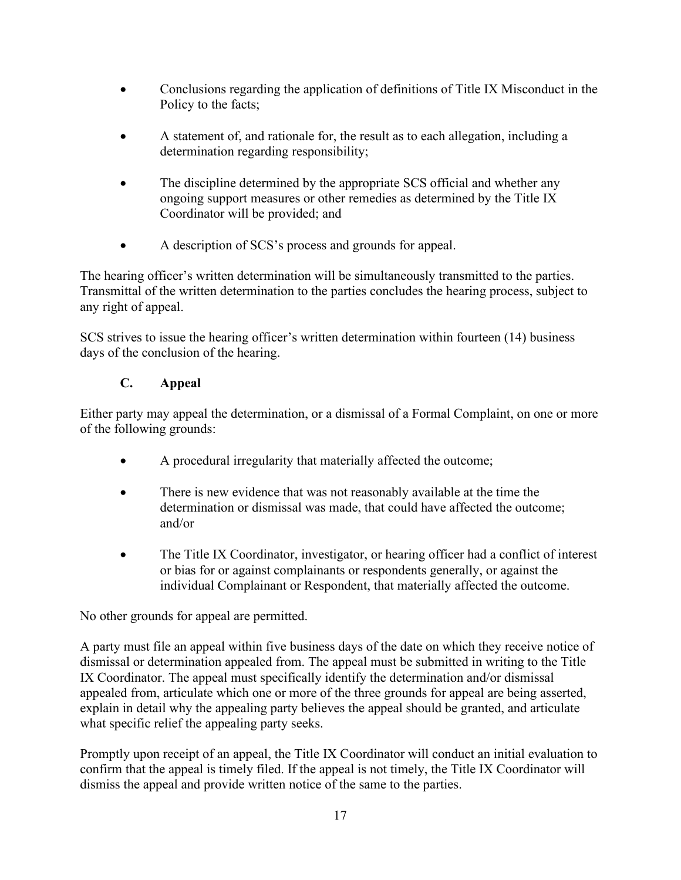- Conclusions regarding the application of definitions of Title IX Misconduct in the Policy to the facts;
- A statement of, and rationale for, the result as to each allegation, including a determination regarding responsibility;
- The discipline determined by the appropriate SCS official and whether any ongoing support measures or other remedies as determined by the Title IX Coordinator will be provided; and
- A description of SCS's process and grounds for appeal.

The hearing officer's written determination will be simultaneously transmitted to the parties. Transmittal of the written determination to the parties concludes the hearing process, subject to any right of appeal.

SCS strives to issue the hearing officer's written determination within fourteen (14) business days of the conclusion of the hearing.

### C. Appeal

Either party may appeal the determination, or a dismissal of a Formal Complaint, on one or more of the following grounds:

- A procedural irregularity that materially affected the outcome;
- There is new evidence that was not reasonably available at the time the determination or dismissal was made, that could have affected the outcome; and/or
- The Title IX Coordinator, investigator, or hearing officer had a conflict of interest or bias for or against complainants or respondents generally, or against the individual Complainant or Respondent, that materially affected the outcome.

No other grounds for appeal are permitted.

A party must file an appeal within five business days of the date on which they receive notice of dismissal or determination appealed from. The appeal must be submitted in writing to the Title IX Coordinator. The appeal must specifically identify the determination and/or dismissal appealed from, articulate which one or more of the three grounds for appeal are being asserted, explain in detail why the appealing party believes the appeal should be granted, and articulate what specific relief the appealing party seeks.

Promptly upon receipt of an appeal, the Title IX Coordinator will conduct an initial evaluation to confirm that the appeal is timely filed. If the appeal is not timely, the Title IX Coordinator will dismiss the appeal and provide written notice of the same to the parties.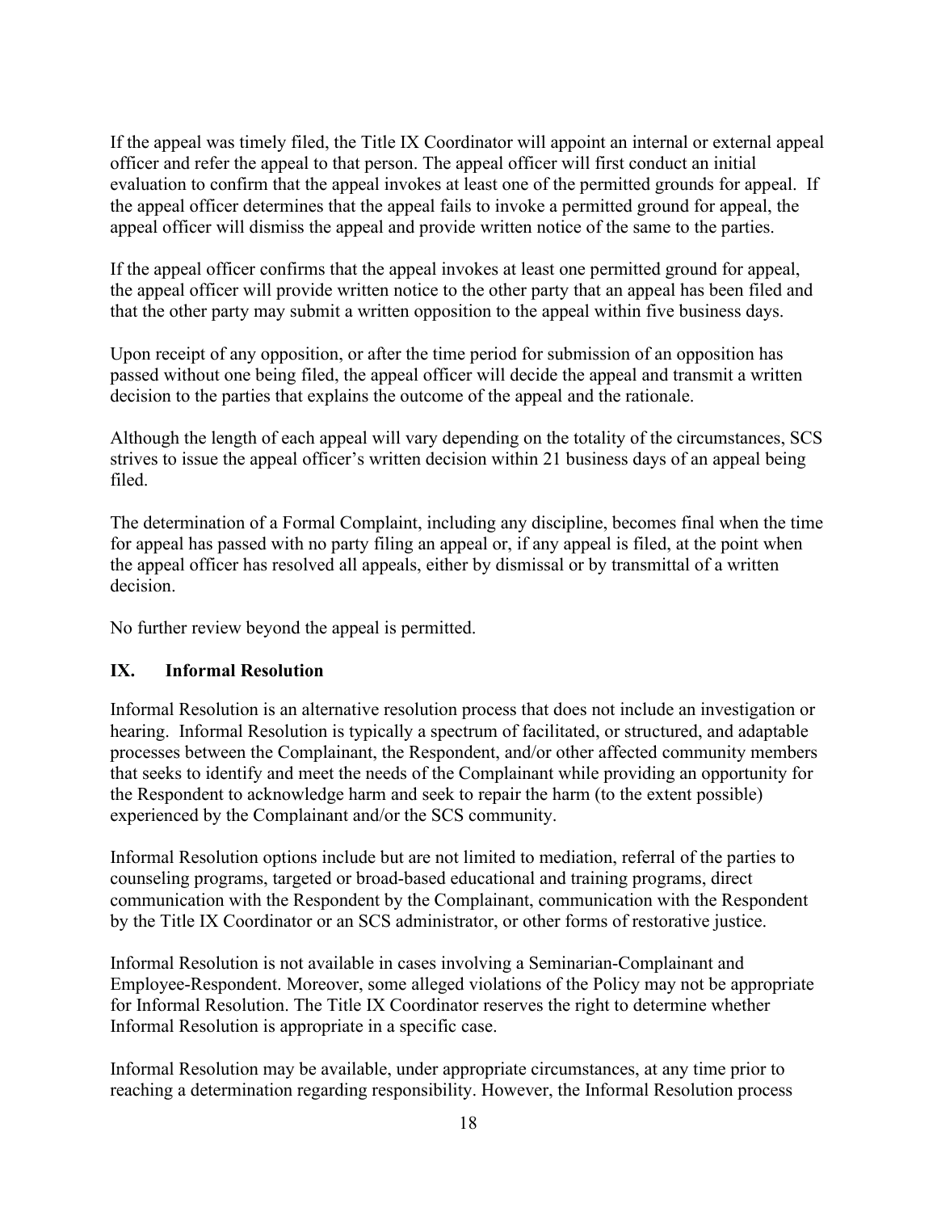If the appeal was timely filed, the Title IX Coordinator will appoint an internal or external appeal officer and refer the appeal to that person. The appeal officer will first conduct an initial evaluation to confirm that the appeal invokes at least one of the permitted grounds for appeal. If the appeal officer determines that the appeal fails to invoke a permitted ground for appeal, the appeal officer will dismiss the appeal and provide written notice of the same to the parties.

If the appeal officer confirms that the appeal invokes at least one permitted ground for appeal, the appeal officer will provide written notice to the other party that an appeal has been filed and that the other party may submit a written opposition to the appeal within five business days.

Upon receipt of any opposition, or after the time period for submission of an opposition has passed without one being filed, the appeal officer will decide the appeal and transmit a written decision to the parties that explains the outcome of the appeal and the rationale.

Although the length of each appeal will vary depending on the totality of the circumstances, SCS strives to issue the appeal officer's written decision within 21 business days of an appeal being filed.

The determination of a Formal Complaint, including any discipline, becomes final when the time for appeal has passed with no party filing an appeal or, if any appeal is filed, at the point when the appeal officer has resolved all appeals, either by dismissal or by transmittal of a written decision.

No further review beyond the appeal is permitted.

## IX. Informal Resolution

Informal Resolution is an alternative resolution process that does not include an investigation or hearing. Informal Resolution is typically a spectrum of facilitated, or structured, and adaptable processes between the Complainant, the Respondent, and/or other affected community members that seeks to identify and meet the needs of the Complainant while providing an opportunity for the Respondent to acknowledge harm and seek to repair the harm (to the extent possible) experienced by the Complainant and/or the SCS community.

Informal Resolution options include but are not limited to mediation, referral of the parties to counseling programs, targeted or broad-based educational and training programs, direct communication with the Respondent by the Complainant, communication with the Respondent by the Title IX Coordinator or an SCS administrator, or other forms of restorative justice.

Informal Resolution is not available in cases involving a Seminarian-Complainant and Employee-Respondent. Moreover, some alleged violations of the Policy may not be appropriate for Informal Resolution. The Title IX Coordinator reserves the right to determine whether Informal Resolution is appropriate in a specific case.

Informal Resolution may be available, under appropriate circumstances, at any time prior to reaching a determination regarding responsibility. However, the Informal Resolution process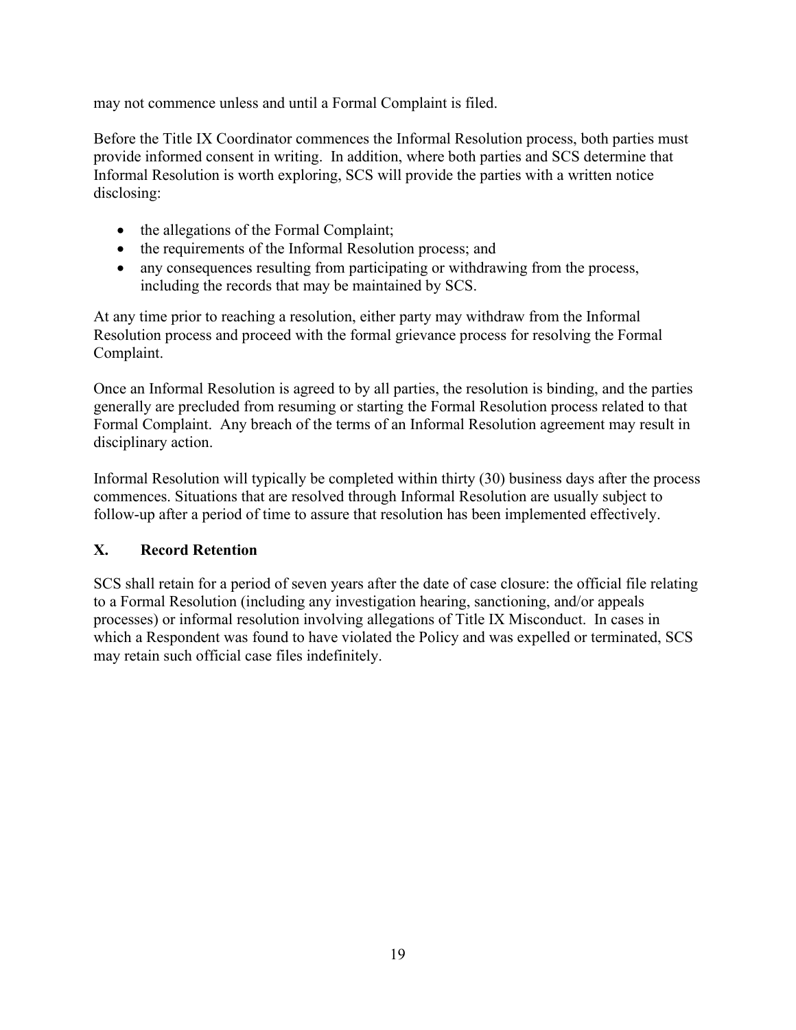may not commence unless and until a Formal Complaint is filed.

Before the Title IX Coordinator commences the Informal Resolution process, both parties must provide informed consent in writing. In addition, where both parties and SCS determine that Informal Resolution is worth exploring, SCS will provide the parties with a written notice disclosing:

- the allegations of the Formal Complaint;
- the requirements of the Informal Resolution process; and
- any consequences resulting from participating or withdrawing from the process, including the records that may be maintained by SCS.

At any time prior to reaching a resolution, either party may withdraw from the Informal Resolution process and proceed with the formal grievance process for resolving the Formal Complaint.

Once an Informal Resolution is agreed to by all parties, the resolution is binding, and the parties generally are precluded from resuming or starting the Formal Resolution process related to that Formal Complaint. Any breach of the terms of an Informal Resolution agreement may result in disciplinary action.

Informal Resolution will typically be completed within thirty (30) business days after the process commences. Situations that are resolved through Informal Resolution are usually subject to follow-up after a period of time to assure that resolution has been implemented effectively.

## X. Record Retention

SCS shall retain for a period of seven years after the date of case closure: the official file relating to a Formal Resolution (including any investigation hearing, sanctioning, and/or appeals processes) or informal resolution involving allegations of Title IX Misconduct. In cases in which a Respondent was found to have violated the Policy and was expelled or terminated, SCS may retain such official case files indefinitely.